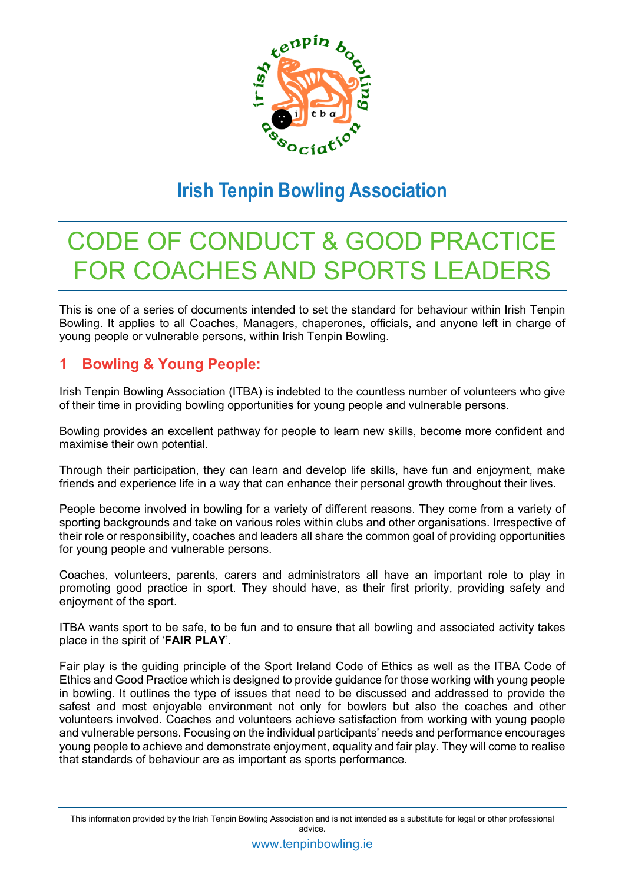# Irish Tenpin Bowling Association

# CODE OF CONDUCT & GOOD PRACTICE FOR COACHES AND SPORTS LEADERS

This is one of a series of documents intended to set the standard for behaviour within Irish Tenpin Bowling. It applies to all Coaches, Managers, chaperones, officials, and anyone left in charge of young people or vulnerable persons, within Irish Tenpin Bowling.

## 1 Bowling & Young People:

Irish Tenpin Bowling Association (ITBA) is indebted to the countless number of volunteers who give of their time in providing bowling opportunities for young people and vulnerable persons.

Bowling provides an excellent pathway for people to learn new skills, become more confident and maximise their own potential.

Through their participation, they can learn and develop life skills, have fun and enjoyment, make friends and experience life in a way that can enhance their personal growth throughout their lives.

People become involved in bowling for a variety of different reasons. They come from a variety of sporting backgrounds and take on various roles within clubs and other organisations. Irrespective of their role or responsibility, coaches and leaders all share the common goal of providing opportunities for young people and vulnerable persons.

Coaches, volunteers, parents, carers and administrators all have an important role to play in promoting good practice in sport. They should have, as their first priority, providing safety and enjoyment of the sport.

ITBA wants sport to be safe, to be fun and to ensure that all bowling and associated activity takes place in the spirit of '**FAIR PLAY**'.

Fair play is the guiding principle of the Sport Ireland Code of Ethics as well as the ITBA Code of Ethics and Good Practice which is designed to provide guidance for those working with young people in bowling. It outlines the type of issues that need to be discussed and addressed to provide the safest and most enjoyable environment not only for bowlers but also the coaches and other volunteers involved. Coaches and volunteers achieve satisfaction from working with young people and vulnerable persons. Focusing on the individual participants' needs and performance encourages young people to achieve and demonstrate enjoyment, equality and fair play. They will come to realise that standards of behaviour are as important as sports performance.

This information provided by the Irish Tenpin Bowling Association and is not intended as a substitute for legal or other professional advice.

www.tenpinbowling.ie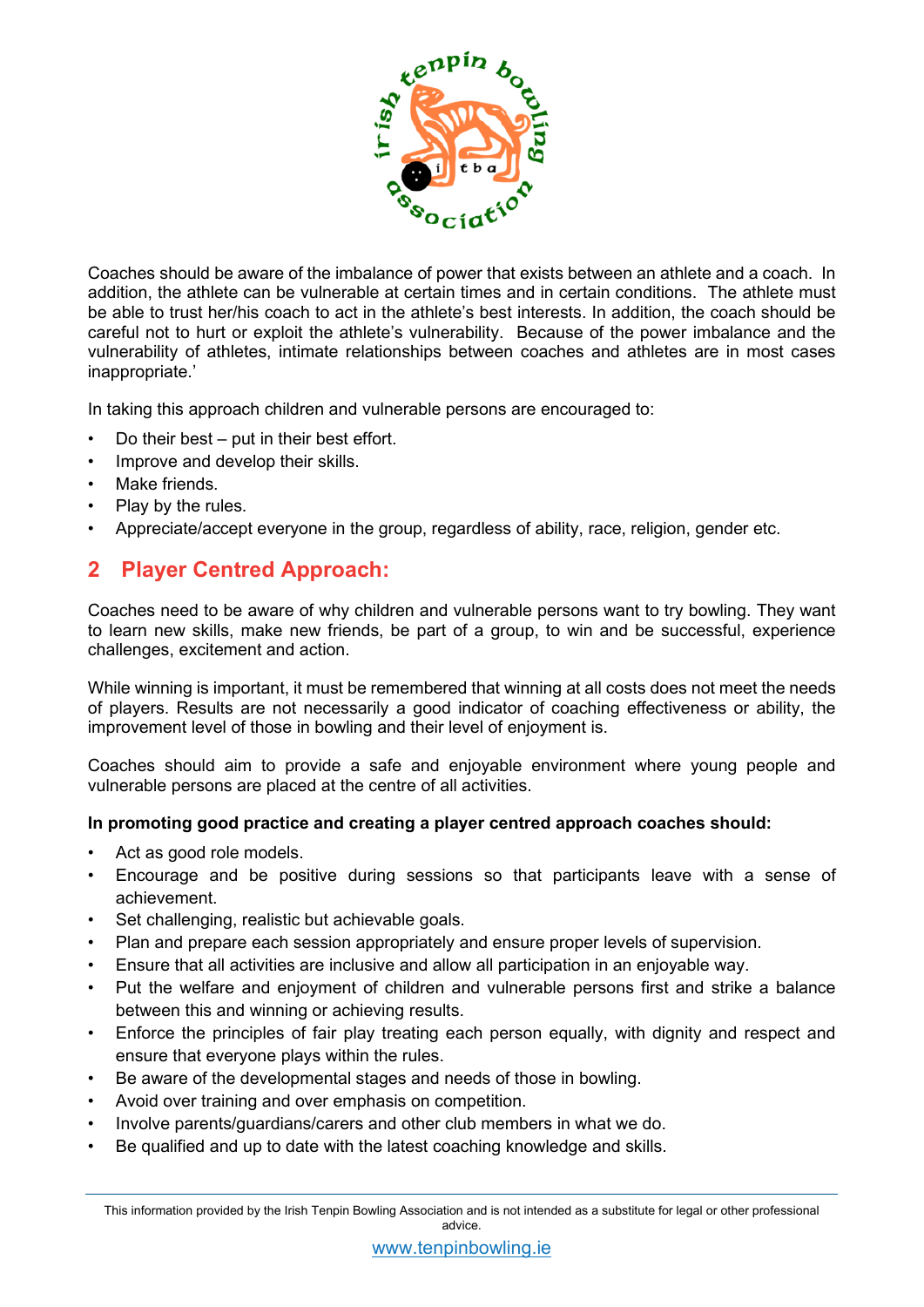Coaches should be aware of the imbalance of power that exists between an athlete and a coach. In addition, the athlete can be vulnerable at certain times and in certain conditions. The athlete must be able to trust her/his coach to act in the athlete's best interests. In addition, the coach should be careful not to hurt or exploit the athlete's vulnerability. Because of the power imbalance and the vulnerability of athletes, intimate relationships between coaches and athletes are in most cases inappropriate.'

In taking this approach children and vulnerable persons are encouraged to:

- Do their best – put in their best effort.
- Improve and develop their skills.
- Make friends.
- Play by the rules.
- Appreciate/accept everyone in the group, regardless of ability, race, religion, gender etc.

## 2 Player Centred Approach:

Coaches need to be aware of why children and vulnerable persons want to try bowling. They want to learn new skills, make new friends, be part of a group, to win and be successful, experience challenges, excitement and action.

While winning is important, it must be remembered that winning at all costs does not meet the needs of players. Results are not necessarily a good indicator of coaching effectiveness or ability, the improvement level of those in bowling and their level of enjoyment is.

Coaches should aim to provide a safe and enjoyable environment where young people and vulnerable persons are placed at the centre of all activities.

**In promoting good practice and creating a player centred approach coaches should:**

- Act as good role models.
- Encourage and be positive during sessions so that participants leave with a sense of achievement.
- Set challenging, realistic but achievable goals.
- Plan and prepare each session appropriately and ensure proper levels of supervision.
- Ensure that all activities are inclusive and allow all participation in an enjoyable way.
- Put the welfare and enjoyment of children and vulnerable persons first and strike a balance between this and winning or achieving results.
- Enforce the principles of fair play treating each person equally, with dignity and respect and ensure that everyone plays within the rules.
- Be aware of the developmental stages and needs of those in bowling.
- Avoid over training and over emphasis on competition.
- Involve parents/guardians/carers and other club members in what we do.
- Be qualified and up to date with the latest coaching knowledge and skills.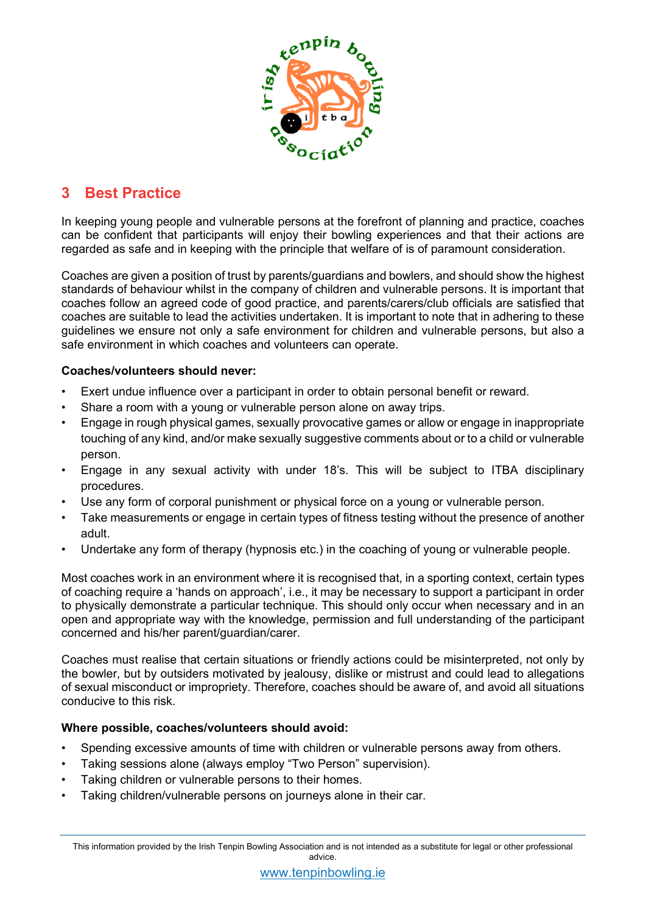## 3 Best Practice

In keeping young people and vulnerable persons at the forefront of planning and practice, coaches can be confident that participants will enjoy their bowling experiences and that their actions are regarded as safe and in keeping with the principle that welfare of is of paramount consideration.

Coaches are given a position of trust by parents/guardians and bowlers, and should show the highest standards of behaviour whilst in the company of children and vulnerable persons. It is important that coaches follow an agreed code of good practice, and parents/carers/club officials are satisfied that coaches are suitable to lead the activities undertaken. It is important to note that in adhering to these guidelines we ensure not only a safe environment for children and vulnerable persons, but also a safe environment in which coaches and volunteers can operate.

**Coaches/volunteers should never:**

- Exert undue influence over a participant in order to obtain personal benefit or reward.
- Share a room with a young or vulnerable person alone on away trips.
- Engage in rough physical games, sexually provocative games or allow or engage in inappropriate touching of any kind, and/or make sexually suggestive comments about or to a child or vulnerable person.
- Engage in any sexual activity with under 18's. This will be subject to ITBA disciplinary procedures.
- Use any form of corporal punishment or physical force on a young or vulnerable person.
- Take measurements or engage in certain types of fitness testing without the presence of another adult.
- Undertake any form of therapy (hypnosis etc.) in the coaching of young or vulnerable people.

Most coaches work in an environment where it is recognised that, in a sporting context, certain types of coaching require a 'hands on approach', i.e., it may be necessary to support a participant in order to physically demonstrate a particular technique. This should only occur when necessary and in an open and appropriate way with the knowledge, permission and full understanding of the participant concerned and his/her parent/guardian/carer.

Coaches must realise that certain situations or friendly actions could be misinterpreted, not only by the bowler, but by outsiders motivated by jealousy, dislike or mistrust and could lead to allegations of sexual misconduct or impropriety. Therefore, coaches should be aware of, and avoid all situations conducive to this risk.

**Where possible, coaches/volunteers should avoid:**

- Spending excessive amounts of time with children or vulnerable persons away from others.
- Taking sessions alone (always employ "Two Person" supervision).
- Taking children or vulnerable persons to their homes.
- Taking children/vulnerable persons on journeys alone in their car.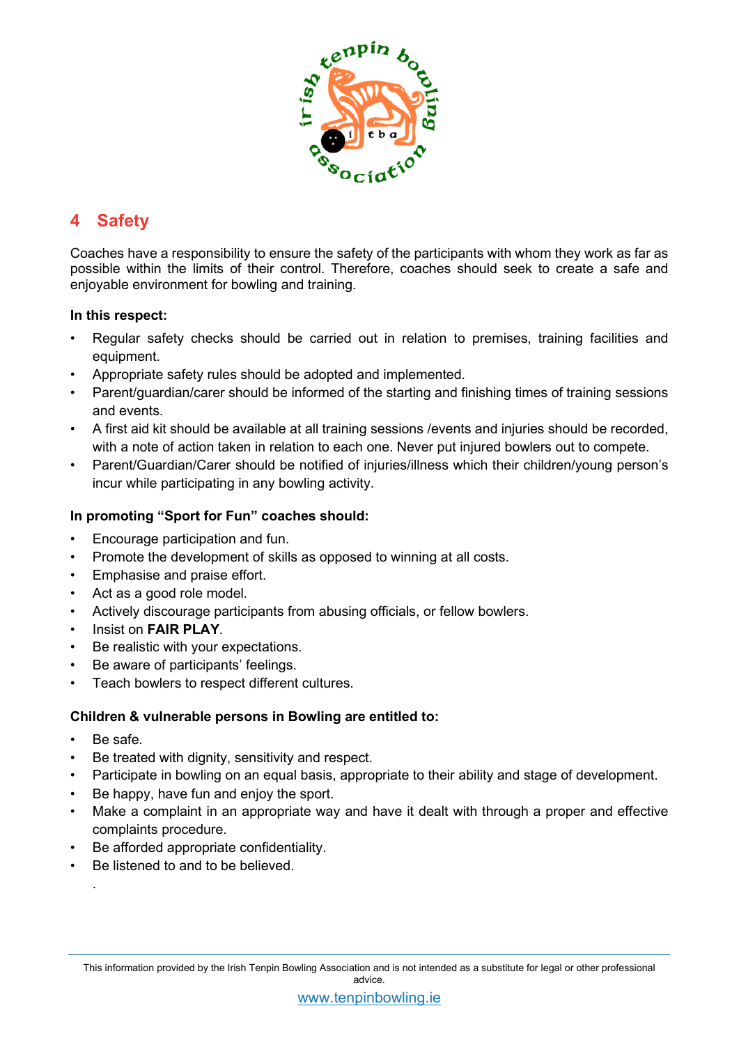## 4 Safety

Coaches have a responsibility to ensure the safety of the participants with whom they work as far as possible within the limits of their control. Therefore, coaches should seek to create a safe and enjoyable environment for bowling and training.

**In this respect:**

- Regular safety checks should be carried out in relation to premises, training facilities and equipment.
- Appropriate safety rules should be adopted and implemented.
- Parent/guardian/carer should be informed of the starting and finishing times of training sessions and events.
- A first aid kit should be available at all training sessions /events and injuries should be recorded, with a note of action taken in relation to each one. Never put injured bowlers out to compete.
- Parent/Guardian/Carer should be notified of injuries/illness which their children/young person's incur while participating in any bowling activity.

**In promoting "Sport for Fun" coaches should:**

- Encourage participation and fun.
- Promote the development of skills as opposed to winning at all costs.
- Emphasise and praise effort.
- Act as a good role model.
- Actively discourage participants from abusing officials, or fellow bowlers.
- Insist on **FAIR PLAY**.
- Be realistic with your expectations.
- Be aware of participants' feelings.
- Teach bowlers to respect different cultures.

**Children & vulnerable persons in Bowling are entitled to:**

- Be safe.
- Be treated with dignity, sensitivity and respect.
- Participate in bowling on an equal basis, appropriate to their ability and stage of development.
- Be happy, have fun and enjoy the sport.
- Make a complaint in an appropriate way and have it dealt with through a proper and effective complaints procedure.
- Be afforded appropriate confidentiality.
- Be listened to and to be believed.

.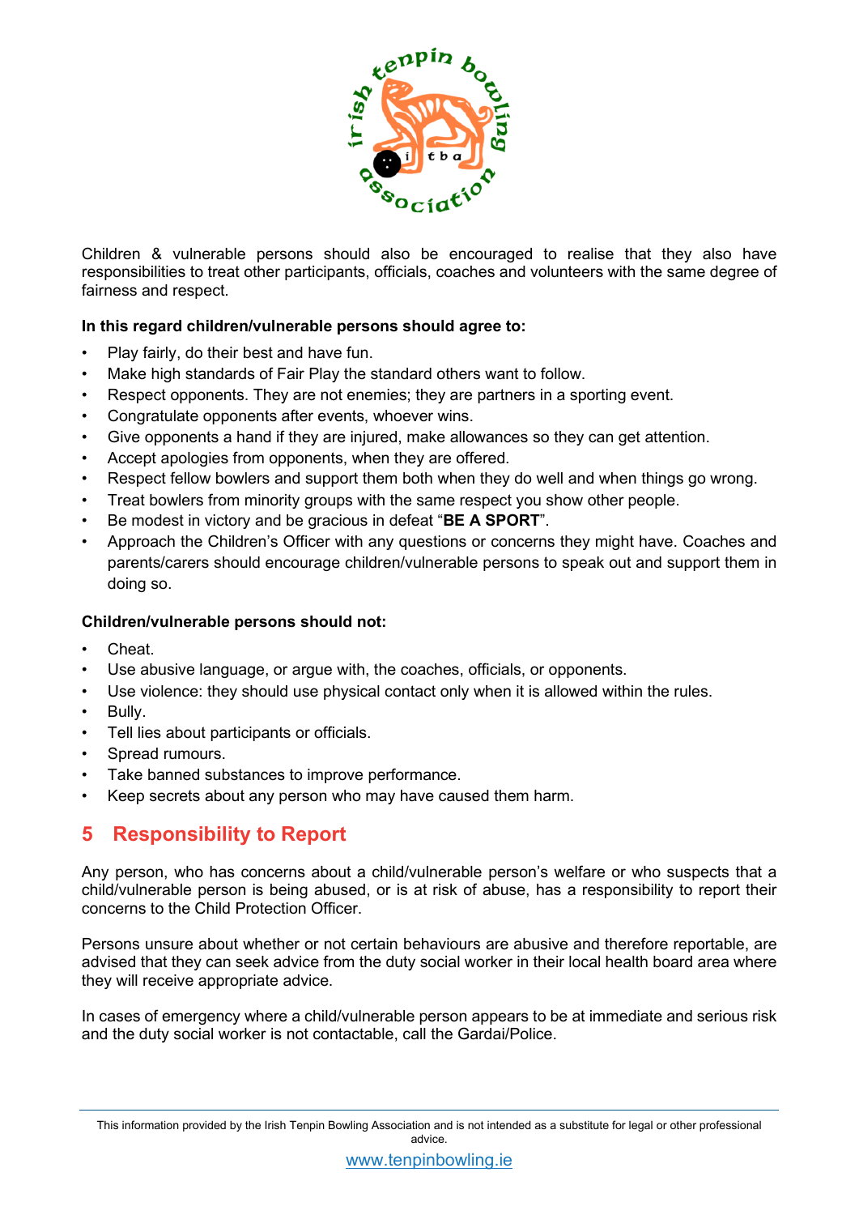Children & vulnerable persons should also be encouraged to realise that they also have responsibilities to treat other participants, officials, coaches and volunteers with the same degree of fairness and respect.

**In this regard children/vulnerable persons should agree to:**

- Play fairly, do their best and have fun.
- Make high standards of Fair Play the standard others want to follow.
- Respect opponents. They are not enemies; they are partners in a sporting event.
- Congratulate opponents after events, whoever wins.
- Give opponents a hand if they are injured, make allowances so they can get attention.
- Accept apologies from opponents, when they are offered.
- Respect fellow bowlers and support them both when they do well and when things go wrong.
- Treat bowlers from minority groups with the same respect you show other people.
- Be modest in victory and be gracious in defeat "**BE A SPORT**".
- Approach the Children's Officer with any questions or concerns they might have. Coaches and parents/carers should encourage children/vulnerable persons to speak out and support them in doing so.

**Children/vulnerable persons should not:**

- Cheat.
- Use abusive language, or argue with, the coaches, officials, or opponents.
- Use violence: they should use physical contact only when it is allowed within the rules.
- Bully.
- Tell lies about participants or officials.
- Spread rumours.
- Take banned substances to improve performance.
- Keep secrets about any person who may have caused them harm.

## 5 Responsibility to Report

Any person, who has concerns about a child/vulnerable person's welfare or who suspects that a child/vulnerable person is being abused, or is at risk of abuse, has a responsibility to report their concerns to the Child Protection Officer.

Persons unsure about whether or not certain behaviours are abusive and therefore reportable, are advised that they can seek advice from the duty social worker in their local health board area where they will receive appropriate advice.

In cases of emergency where a child/vulnerable person appears to be at immediate and serious risk and the duty social worker is not contactable, call the Gardai/Police.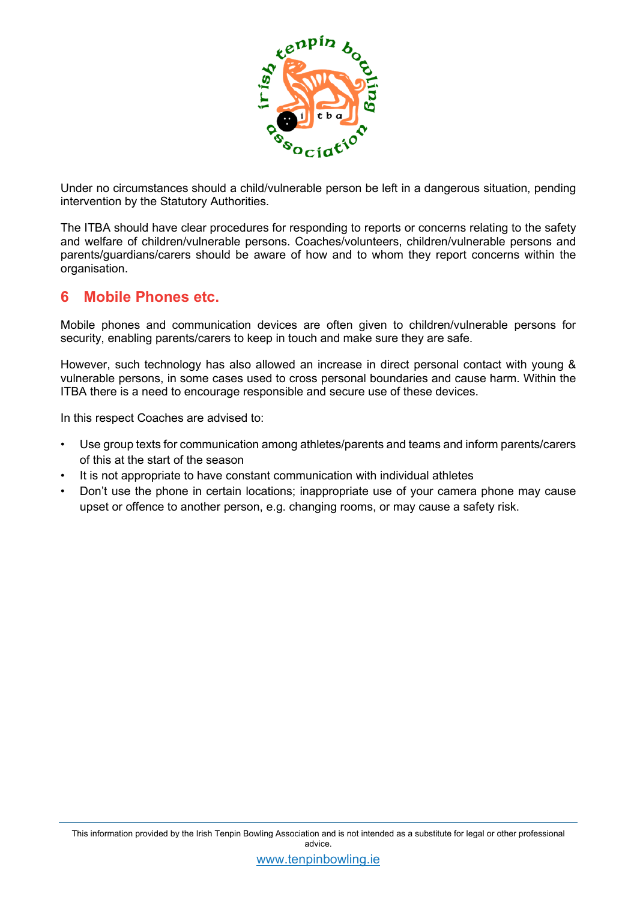Under no circumstances should a child/vulnerable person be left in a dangerous situation, pending intervention by the Statutory Authorities.

The ITBA should have clear procedures for responding to reports or concerns relating to the safety and welfare of children/vulnerable persons. Coaches/volunteers, children/vulnerable persons and parents/guardians/carers should be aware of how and to whom they report concerns within the organisation.

## 6 Mobile Phones etc.

Mobile phones and communication devices are often given to children/vulnerable persons for security, enabling parents/carers to keep in touch and make sure they are safe.

However, such technology has also allowed an increase in direct personal contact with young & vulnerable persons, in some cases used to cross personal boundaries and cause harm. Within the ITBA there is a need to encourage responsible and secure use of these devices.

In this respect Coaches are advised to:

- Use group texts for communication among athletes/parents and teams and inform parents/carers of this at the start of the season
- It is not appropriate to have constant communication with individual athletes
- Don't use the phone in certain locations; inappropriate use of your camera phone may cause upset or offence to another person, e.g. changing rooms, or may cause a safety risk.